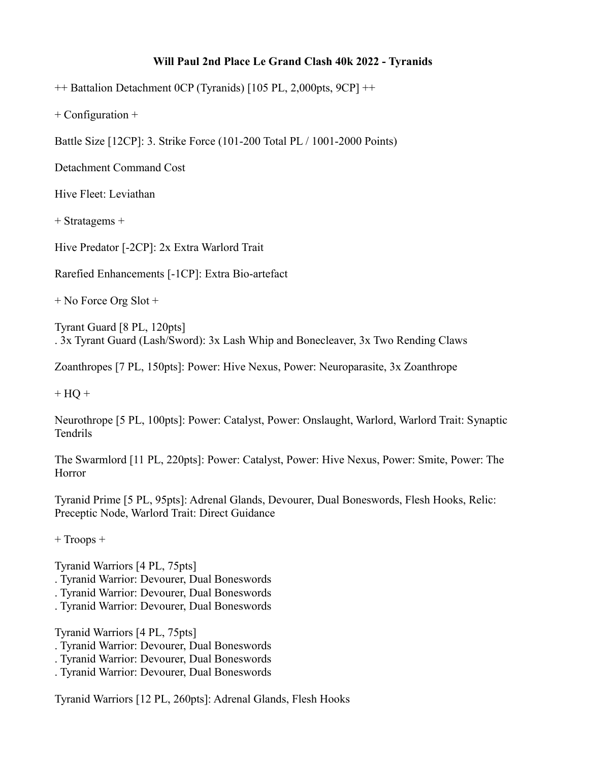**Will Paul 2nd Place Le Grand Clash 40k 2022 - Tyranids**

++ Battalion Detachment 0CP (Tyranids) [105 PL, 2,000pts, 9CP] ++

+ Configuration +

Battle Size [12CP]: 3. Strike Force (101-200 Total PL / 1001-2000 Points)

Detachment Command Cost

Hive Fleet: Leviathan

+ Stratagems +

Hive Predator [-2CP]: 2x Extra Warlord Trait

Rarefied Enhancements [-1CP]: Extra Bio-artefact

+ No Force Org Slot +

Tyrant Guard [8 PL, 120pts]
. 3x Tyrant Guard (Lash/Sword): 3x Lash Whip and Bonecleaver, 3x Two Rending Claws

Zoanthropes [7 PL, 150pts]: Power: Hive Nexus, Power: Neuroparasite, 3x Zoanthrope

+ HQ +

Neurothrope [5 PL, 100pts]: Power: Catalyst, Power: Onslaught, Warlord, Warlord Trait: Synaptic Tendrils

The Swarmlord [11 PL, 220pts]: Power: Catalyst, Power: Hive Nexus, Power: Smite, Power: The Horror

Tyranid Prime [5 PL, 95pts]: Adrenal Glands, Devourer, Dual Boneswords, Flesh Hooks, Relic: Preceptic Node, Warlord Trait: Direct Guidance

+ Troops +

Tyranid Warriors [4 PL, 75pts]
. Tyranid Warrior: Devourer, Dual Boneswords
. Tyranid Warrior: Devourer, Dual Boneswords
. Tyranid Warrior: Devourer, Dual Boneswords

Tyranid Warriors [4 PL, 75pts]
. Tyranid Warrior: Devourer, Dual Boneswords
. Tyranid Warrior: Devourer, Dual Boneswords
. Tyranid Warrior: Devourer, Dual Boneswords

Tyranid Warriors [12 PL, 260pts]: Adrenal Glands, Flesh Hooks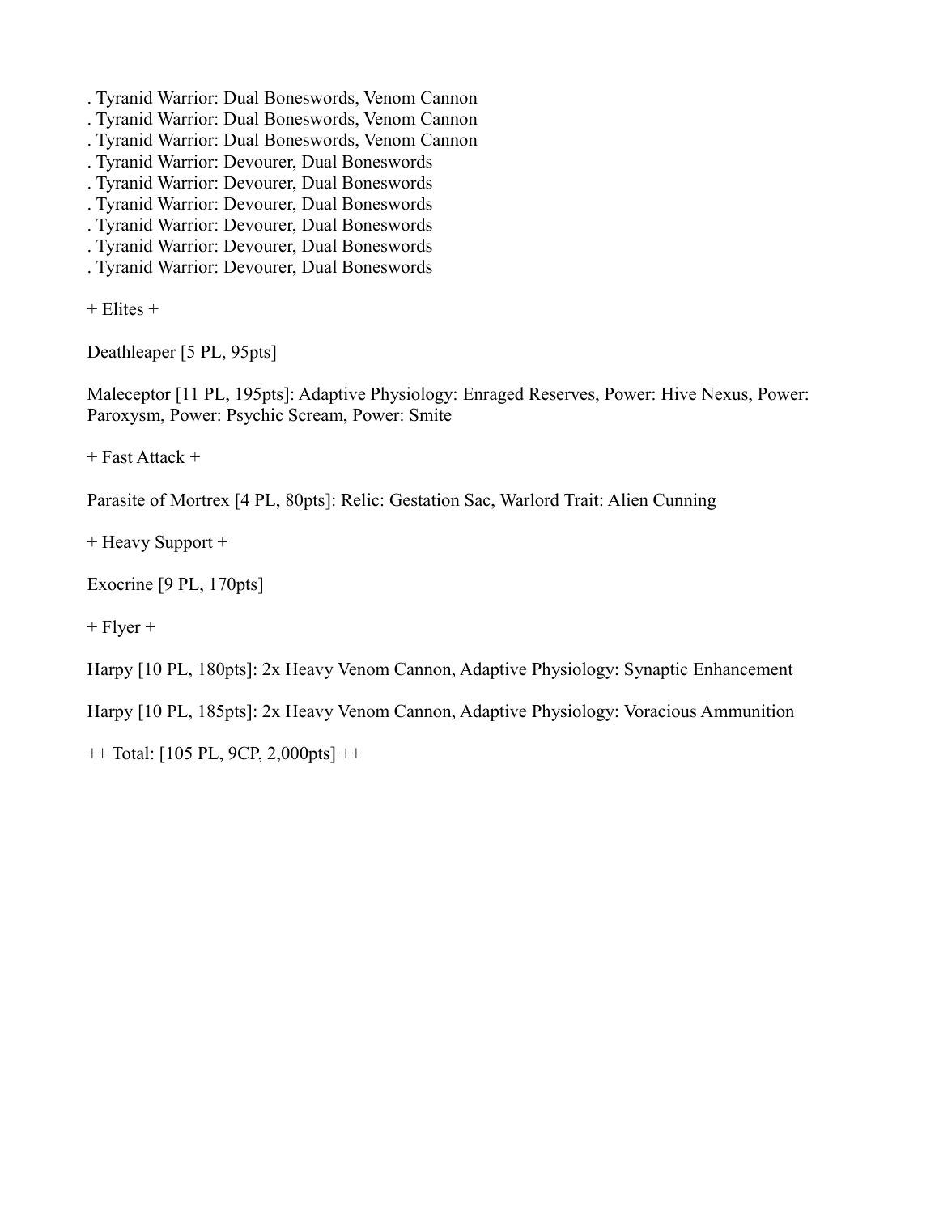. Tyranid Warrior: Dual Boneswords, Venom Cannon
. Tyranid Warrior: Dual Boneswords, Venom Cannon
. Tyranid Warrior: Dual Boneswords, Venom Cannon
. Tyranid Warrior: Devourer, Dual Boneswords
. Tyranid Warrior: Devourer, Dual Boneswords
. Tyranid Warrior: Devourer, Dual Boneswords
. Tyranid Warrior: Devourer, Dual Boneswords
. Tyranid Warrior: Devourer, Dual Boneswords
. Tyranid Warrior: Devourer, Dual Boneswords

+ Elites +

Deathleaper [5 PL, 95pts]

Maleceptor [11 PL, 195pts]: Adaptive Physiology: Enraged Reserves, Power: Hive Nexus, Power: Paroxysm, Power: Psychic Scream, Power: Smite

+ Fast Attack +

Parasite of Mortrex [4 PL, 80pts]: Relic: Gestation Sac, Warlord Trait: Alien Cunning

+ Heavy Support +

Exocrine [9 PL, 170pts]

+ Flyer +

Harpy [10 PL, 180pts]: 2x Heavy Venom Cannon, Adaptive Physiology: Synaptic Enhancement

Harpy [10 PL, 185pts]: 2x Heavy Venom Cannon, Adaptive Physiology: Voracious Ammunition

++ Total: [105 PL, 9CP, 2,000pts] ++